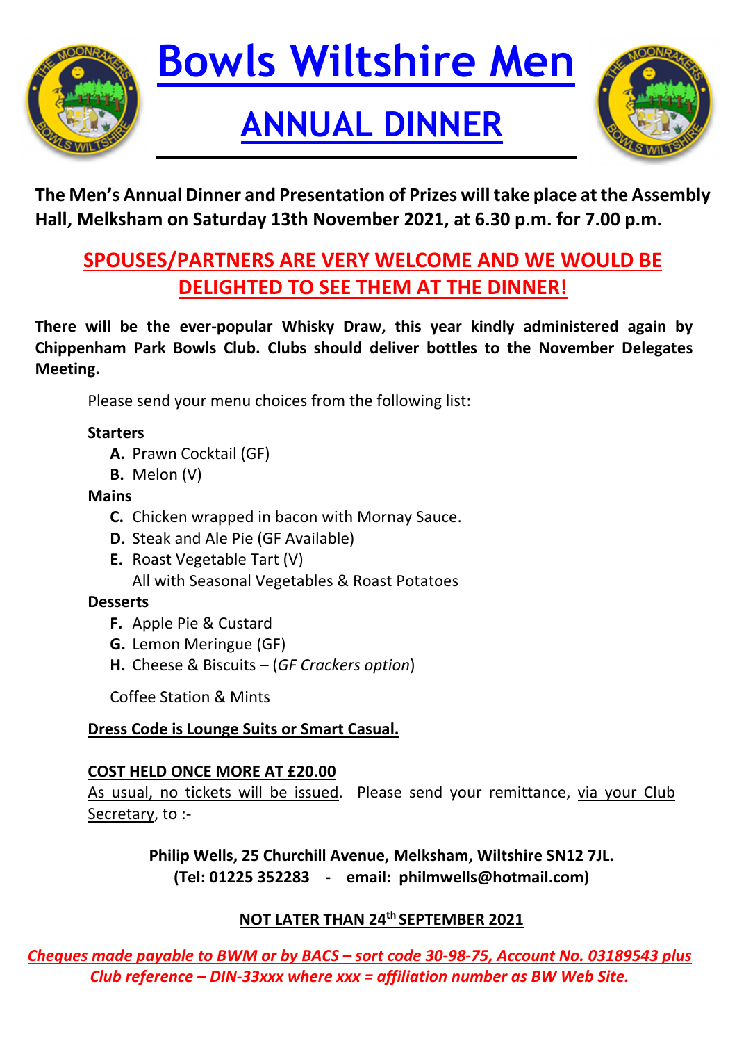# Bowls Wiltshire Men

## ANNUAL DINNER

**The Men's Annual Dinner and Presentation of Prizes will take place at the Assembly Hall, Melksham on Saturday 13th November 2021, at 6.30 p.m. for 7.00 p.m.**

**SPOUSES/PARTNERS ARE VERY WELCOME AND WE WOULD BE DELIGHTED TO SEE THEM AT THE DINNER!**

**There will be the ever-popular Whisky Draw, this year kindly administered again by Chippenham Park Bowls Club. Clubs should deliver bottles to the November Delegates Meeting.**

Please send your menu choices from the following list:

**Starters**

- **A.** Prawn Cocktail (GF)
- **B.** Melon (V)

**Mains**

- **C.** Chicken wrapped in bacon with Mornay Sauce.
- **D.** Steak and Ale Pie (GF Available)
- **E.** Roast Vegetable Tart (V)

All with Seasonal Vegetables & Roast Potatoes

**Desserts**

- **F.** Apple Pie & Custard
- **G.** Lemon Meringue (GF)
- **H.** Cheese & Biscuits – (*GF Crackers option*)

Coffee Station & Mints

**Dress Code is Lounge Suits or Smart Casual.**

**COST HELD ONCE MORE AT £20.00**

As usual, no tickets will be issued. Please send your remittance, via your Club Secretary, to :-

**Philip Wells, 25 Churchill Avenue, Melksham, Wiltshire SN12 7JL.**
**(Tel: 01225 352283 - email: philmwells@hotmail.com)**

**NOT LATER THAN 24th SEPTEMBER 2021**

***Cheques made payable to BWM or by BACS – sort code 30-98-75, Account No. 03189543 plus Club reference – DIN-33xxx where xxx = affiliation number as BW Web Site.***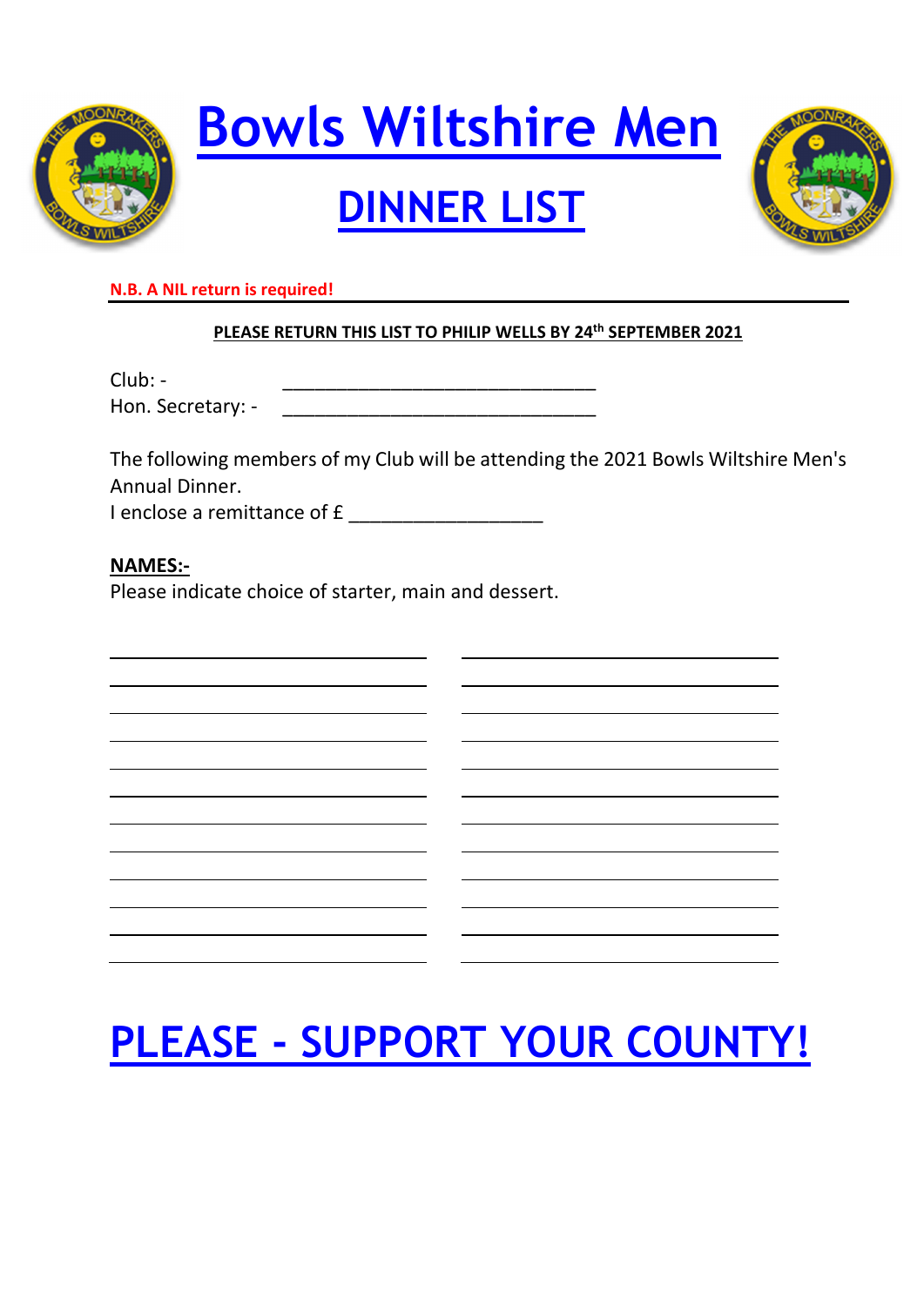# Bowls Wiltshire Men

## DINNER LIST

**N.B. A NIL return is required!**

**PLEASE RETURN THIS LIST TO PHILIP WELLS BY 24th SEPTEMBER 2021**

Club: - ______________________________

Hon. Secretary: - ______________________________

The following members of my Club will be attending the 2021 Bowls Wiltshire Men's Annual Dinner.

I enclose a remittance of £ __________________

**NAMES:-**

Please indicate choice of starter, main and dessert.

| | |
|---|---|
| | |
| | |
| | |
| | |
| | |
| | |
| | |
| | |
| | |
| | |
| | |
| | |

# PLEASE - SUPPORT YOUR COUNTY!